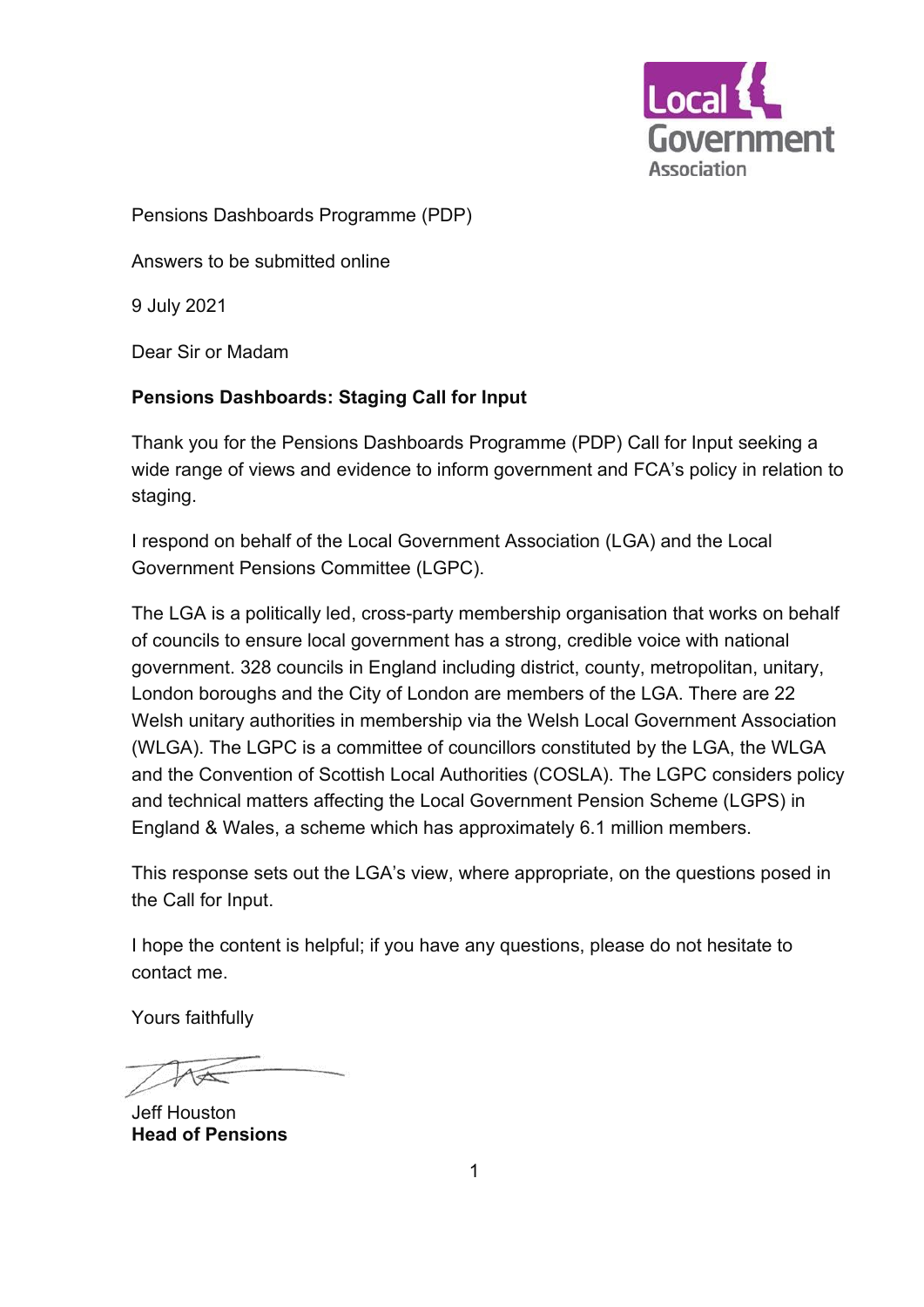Local Government Association

Pensions Dashboards Programme (PDP)

Answers to be submitted online

9 July 2021

Dear Sir or Madam

**Pensions Dashboards: Staging Call for Input**

Thank you for the Pensions Dashboards Programme (PDP) Call for Input seeking a wide range of views and evidence to inform government and FCA's policy in relation to staging.

I respond on behalf of the Local Government Association (LGA) and the Local Government Pensions Committee (LGPC).

The LGA is a politically led, cross-party membership organisation that works on behalf of councils to ensure local government has a strong, credible voice with national government. 328 councils in England including district, county, metropolitan, unitary, London boroughs and the City of London are members of the LGA. There are 22 Welsh unitary authorities in membership via the Welsh Local Government Association (WLGA). The LGPC is a committee of councillors constituted by the LGA, the WLGA and the Convention of Scottish Local Authorities (COSLA). The LGPC considers policy and technical matters affecting the Local Government Pension Scheme (LGPS) in England & Wales, a scheme which has approximately 6.1 million members.

This response sets out the LGA's view, where appropriate, on the questions posed in the Call for Input.

I hope the content is helpful; if you have any questions, please do not hesitate to contact me.

Yours faithfully

Jeff Houston
**Head of Pensions**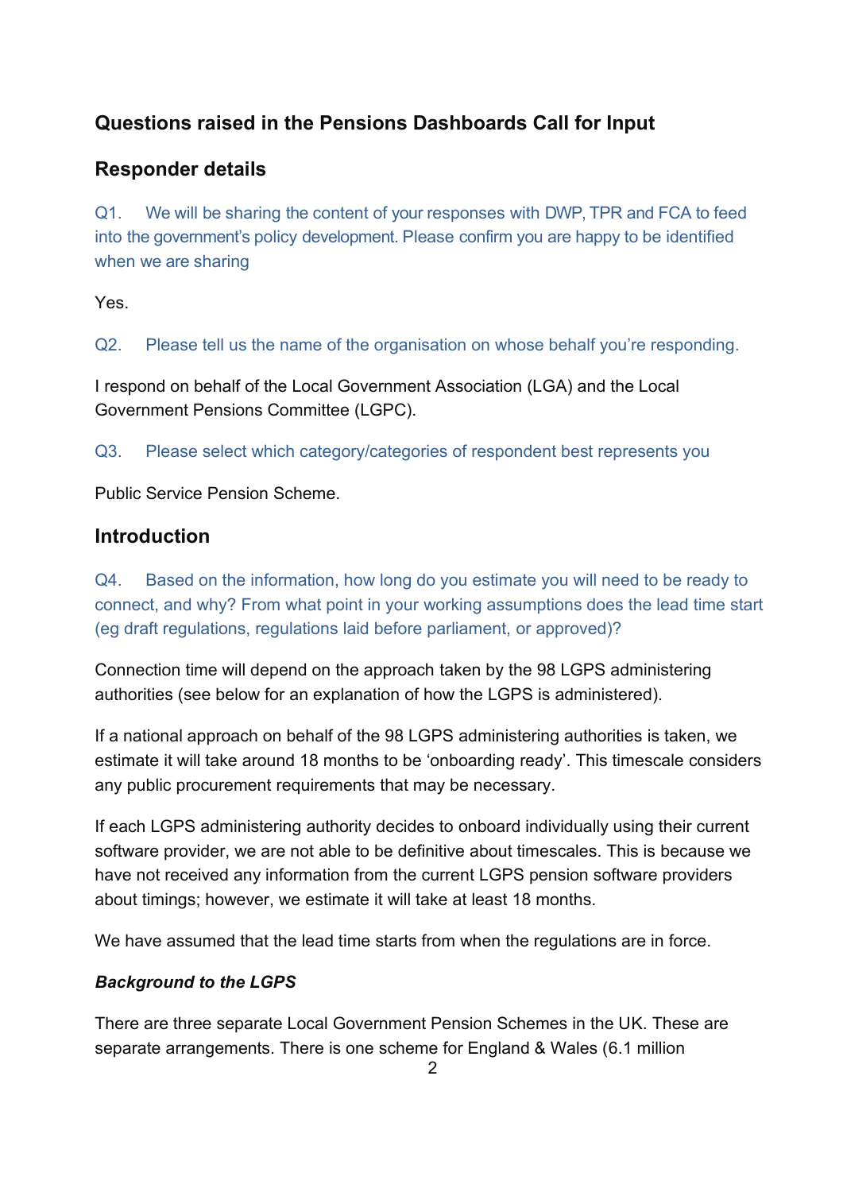## Questions raised in the Pensions Dashboards Call for Input

## Responder details

Q1. We will be sharing the content of your responses with DWP, TPR and FCA to feed into the government's policy development. Please confirm you are happy to be identified when we are sharing

Yes.

Q2. Please tell us the name of the organisation on whose behalf you're responding.

I respond on behalf of the Local Government Association (LGA) and the Local Government Pensions Committee (LGPC).

Q3. Please select which category/categories of respondent best represents you

Public Service Pension Scheme.

## Introduction

Q4. Based on the information, how long do you estimate you will need to be ready to connect, and why? From what point in your working assumptions does the lead time start (eg draft regulations, regulations laid before parliament, or approved)?

Connection time will depend on the approach taken by the 98 LGPS administering authorities (see below for an explanation of how the LGPS is administered).

If a national approach on behalf of the 98 LGPS administering authorities is taken, we estimate it will take around 18 months to be 'onboarding ready'. This timescale considers any public procurement requirements that may be necessary.

If each LGPS administering authority decides to onboard individually using their current software provider, we are not able to be definitive about timescales. This is because we have not received any information from the current LGPS pension software providers about timings; however, we estimate it will take at least 18 months.

We have assumed that the lead time starts from when the regulations are in force.

***Background to the LGPS***

There are three separate Local Government Pension Schemes in the UK. These are separate arrangements. There is one scheme for England & Wales (6.1 million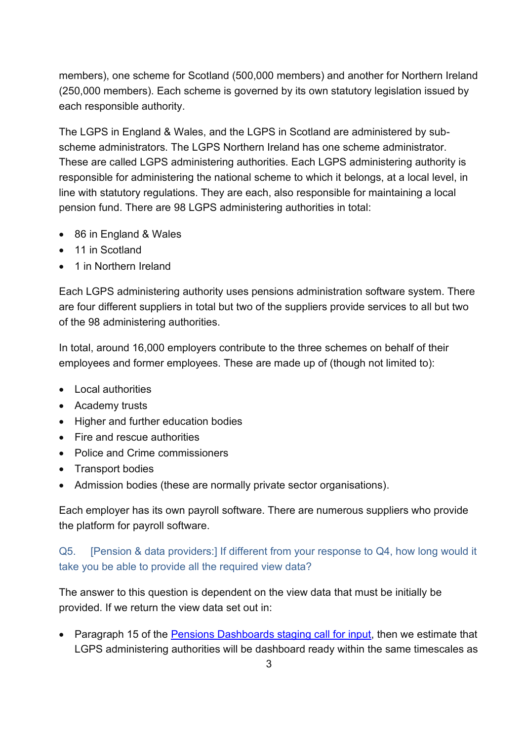members), one scheme for Scotland (500,000 members) and another for Northern Ireland (250,000 members). Each scheme is governed by its own statutory legislation issued by each responsible authority.

The LGPS in England & Wales, and the LGPS in Scotland are administered by sub-scheme administrators. The LGPS Northern Ireland has one scheme administrator. These are called LGPS administering authorities. Each LGPS administering authority is responsible for administering the national scheme to which it belongs, at a local level, in line with statutory regulations. They are each, also responsible for maintaining a local pension fund. There are 98 LGPS administering authorities in total:

- 86 in England & Wales
- 11 in Scotland
- 1 in Northern Ireland

Each LGPS administering authority uses pensions administration software system. There are four different suppliers in total but two of the suppliers provide services to all but two of the 98 administering authorities.

In total, around 16,000 employers contribute to the three schemes on behalf of their employees and former employees. These are made up of (though not limited to):

- Local authorities
- Academy trusts
- Higher and further education bodies
- Fire and rescue authorities
- Police and Crime commissioners
- Transport bodies
- Admission bodies (these are normally private sector organisations).

Each employer has its own payroll software. There are numerous suppliers who provide the platform for payroll software.

Q5. [Pension & data providers:] If different from your response to Q4, how long would it take you be able to provide all the required view data?

The answer to this question is dependent on the view data that must be initially be provided. If we return the view data set out in:

- Paragraph 15 of the [Pensions Dashboards staging call for input](), then we estimate that LGPS administering authorities will be dashboard ready within the same timescales as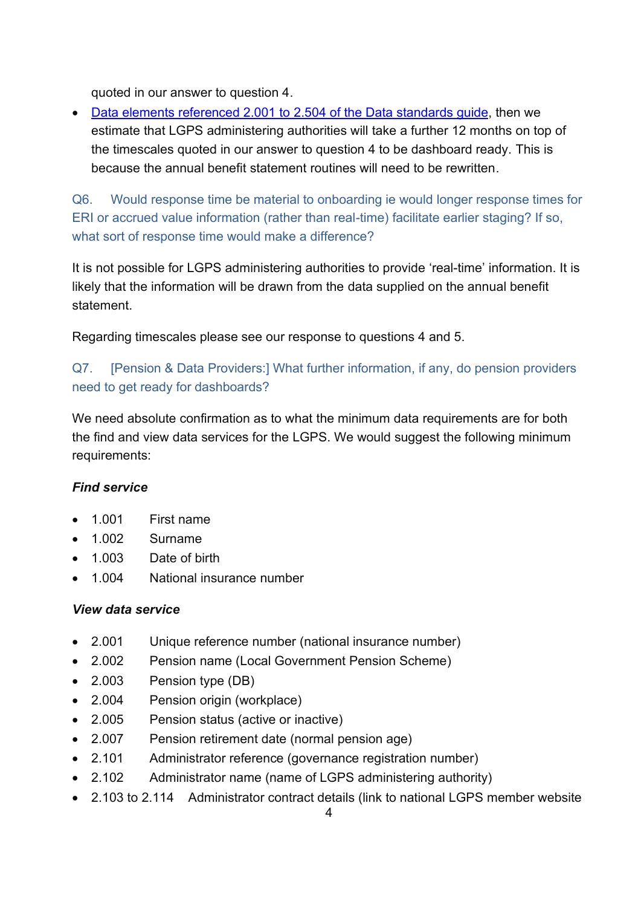quoted in our answer to question 4.

- [Data elements referenced 2.001 to 2.504 of the Data standards guide](), then we estimate that LGPS administering authorities will take a further 12 months on top of the timescales quoted in our answer to question 4 to be dashboard ready. This is because the annual benefit statement routines will need to be rewritten.

Q6. Would response time be material to onboarding ie would longer response times for ERI or accrued value information (rather than real-time) facilitate earlier staging? If so, what sort of response time would make a difference?

It is not possible for LGPS administering authorities to provide 'real-time' information. It is likely that the information will be drawn from the data supplied on the annual benefit statement.

Regarding timescales please see our response to questions 4 and 5.

Q7. [Pension & Data Providers:] What further information, if any, do pension providers need to get ready for dashboards?

We need absolute confirmation as to what the minimum data requirements are for both the find and view data services for the LGPS. We would suggest the following minimum requirements:

***Find service***

- 1.001 First name
- 1.002 Surname
- 1.003 Date of birth
- 1.004 National insurance number

***View data service***

- 2.001 Unique reference number (national insurance number)
- 2.002 Pension name (Local Government Pension Scheme)
- 2.003 Pension type (DB)
- 2.004 Pension origin (workplace)
- 2.005 Pension status (active or inactive)
- 2.007 Pension retirement date (normal pension age)
- 2.101 Administrator reference (governance registration number)
- 2.102 Administrator name (name of LGPS administering authority)
- 2.103 to 2.114 Administrator contract details (link to national LGPS member website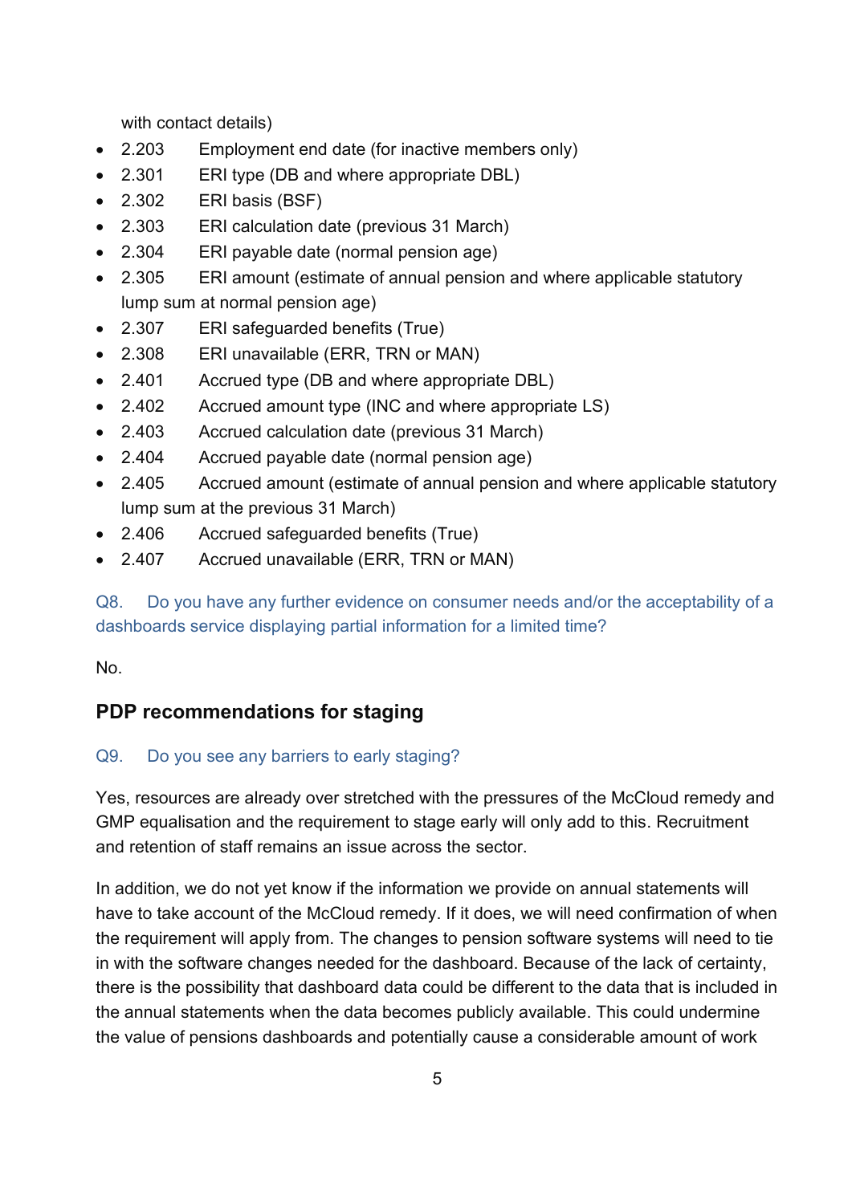with contact details)

- 2.203 Employment end date (for inactive members only)
- 2.301 ERI type (DB and where appropriate DBL)
- 2.302 ERI basis (BSF)
- 2.303 ERI calculation date (previous 31 March)
- 2.304 ERI payable date (normal pension age)
- 2.305 ERI amount (estimate of annual pension and where applicable statutory lump sum at normal pension age)
- 2.307 ERI safeguarded benefits (True)
- 2.308 ERI unavailable (ERR, TRN or MAN)
- 2.401 Accrued type (DB and where appropriate DBL)
- 2.402 Accrued amount type (INC and where appropriate LS)
- 2.403 Accrued calculation date (previous 31 March)
- 2.404 Accrued payable date (normal pension age)
- 2.405 Accrued amount (estimate of annual pension and where applicable statutory lump sum at the previous 31 March)
- 2.406 Accrued safeguarded benefits (True)
- 2.407 Accrued unavailable (ERR, TRN or MAN)

Q8. Do you have any further evidence on consumer needs and/or the acceptability of a dashboards service displaying partial information for a limited time?

No.

## PDP recommendations for staging

Q9. Do you see any barriers to early staging?

Yes, resources are already over stretched with the pressures of the McCloud remedy and GMP equalisation and the requirement to stage early will only add to this. Recruitment and retention of staff remains an issue across the sector.

In addition, we do not yet know if the information we provide on annual statements will have to take account of the McCloud remedy. If it does, we will need confirmation of when the requirement will apply from. The changes to pension software systems will need to tie in with the software changes needed for the dashboard. Because of the lack of certainty, there is the possibility that dashboard data could be different to the data that is included in the annual statements when the data becomes publicly available. This could undermine the value of pensions dashboards and potentially cause a considerable amount of work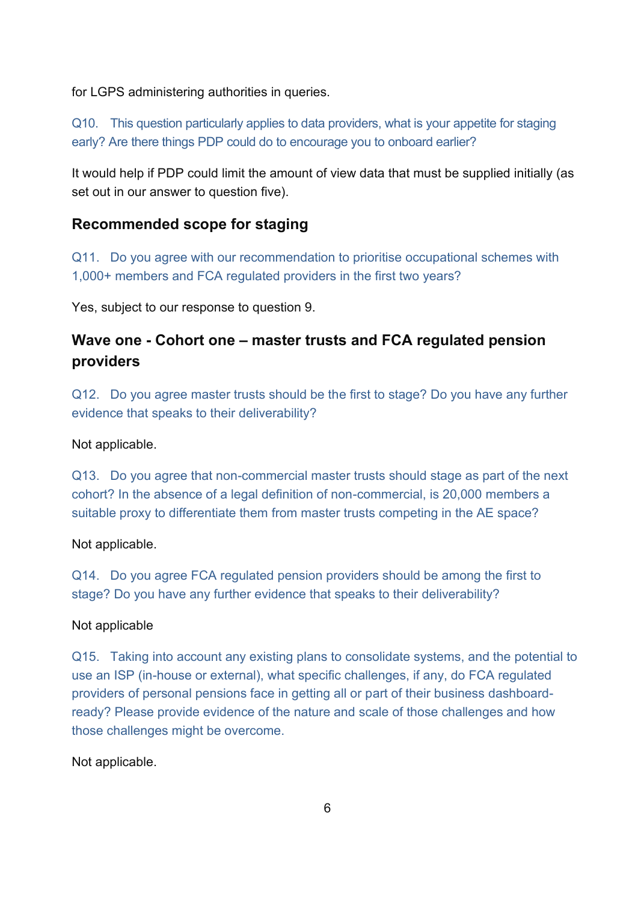for LGPS administering authorities in queries.

Q10. This question particularly applies to data providers, what is your appetite for staging early? Are there things PDP could do to encourage you to onboard earlier?

It would help if PDP could limit the amount of view data that must be supplied initially (as set out in our answer to question five).

## Recommended scope for staging

Q11. Do you agree with our recommendation to prioritise occupational schemes with 1,000+ members and FCA regulated providers in the first two years?

Yes, subject to our response to question 9.

## Wave one - Cohort one – master trusts and FCA regulated pension providers

Q12. Do you agree master trusts should be the first to stage? Do you have any further evidence that speaks to their deliverability?

Not applicable.

Q13. Do you agree that non-commercial master trusts should stage as part of the next cohort? In the absence of a legal definition of non-commercial, is 20,000 members a suitable proxy to differentiate them from master trusts competing in the AE space?

Not applicable.

Q14. Do you agree FCA regulated pension providers should be among the first to stage? Do you have any further evidence that speaks to their deliverability?

Not applicable

Q15. Taking into account any existing plans to consolidate systems, and the potential to use an ISP (in-house or external), what specific challenges, if any, do FCA regulated providers of personal pensions face in getting all or part of their business dashboard-ready? Please provide evidence of the nature and scale of those challenges and how those challenges might be overcome.

Not applicable.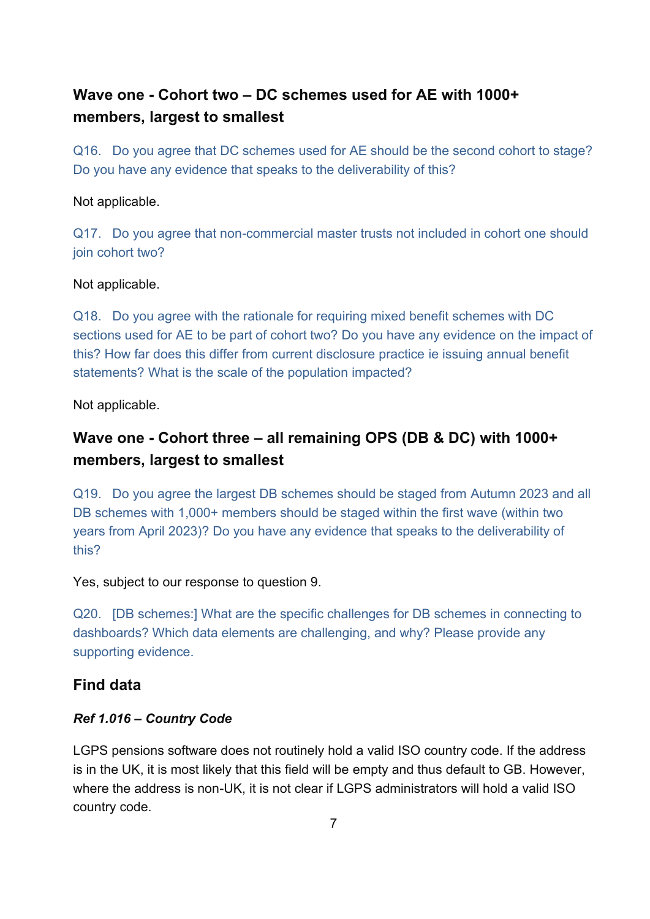## Wave one - Cohort two – DC schemes used for AE with 1000+ members, largest to smallest

Q16. Do you agree that DC schemes used for AE should be the second cohort to stage? Do you have any evidence that speaks to the deliverability of this?

Not applicable.

Q17. Do you agree that non-commercial master trusts not included in cohort one should join cohort two?

Not applicable.

Q18. Do you agree with the rationale for requiring mixed benefit schemes with DC sections used for AE to be part of cohort two? Do you have any evidence on the impact of this? How far does this differ from current disclosure practice ie issuing annual benefit statements? What is the scale of the population impacted?

Not applicable.

## Wave one - Cohort three – all remaining OPS (DB & DC) with 1000+ members, largest to smallest

Q19. Do you agree the largest DB schemes should be staged from Autumn 2023 and all DB schemes with 1,000+ members should be staged within the first wave (within two years from April 2023)? Do you have any evidence that speaks to the deliverability of this?

Yes, subject to our response to question 9.

Q20. [DB schemes:] What are the specific challenges for DB schemes in connecting to dashboards? Which data elements are challenging, and why? Please provide any supporting evidence.

### Find data

#### *Ref 1.016 – Country Code*

LGPS pensions software does not routinely hold a valid ISO country code. If the address is in the UK, it is most likely that this field will be empty and thus default to GB. However, where the address is non-UK, it is not clear if LGPS administrators will hold a valid ISO country code.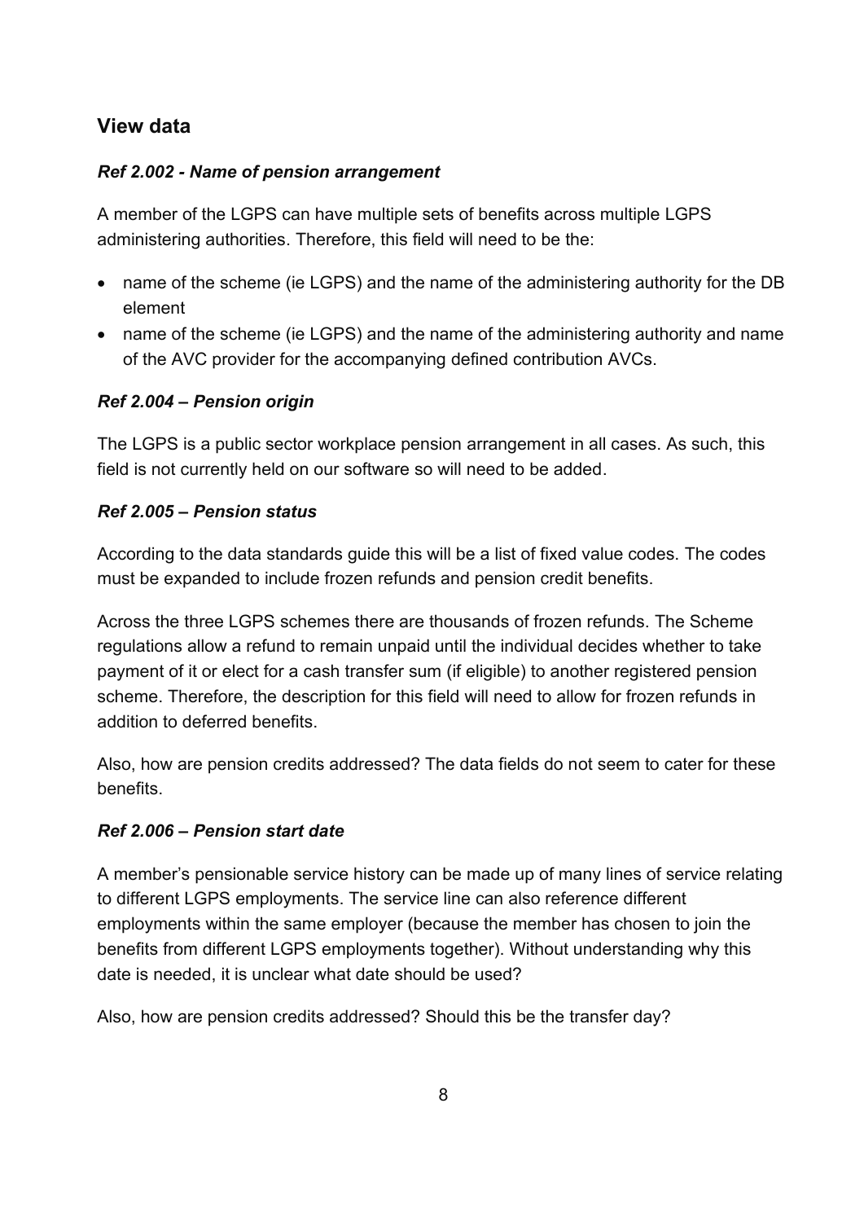## View data

### *Ref 2.002 - Name of pension arrangement*

A member of the LGPS can have multiple sets of benefits across multiple LGPS administering authorities. Therefore, this field will need to be the:

- name of the scheme (ie LGPS) and the name of the administering authority for the DB element
- name of the scheme (ie LGPS) and the name of the administering authority and name of the AVC provider for the accompanying defined contribution AVCs.

### *Ref 2.004 – Pension origin*

The LGPS is a public sector workplace pension arrangement in all cases. As such, this field is not currently held on our software so will need to be added.

### *Ref 2.005 – Pension status*

According to the data standards guide this will be a list of fixed value codes. The codes must be expanded to include frozen refunds and pension credit benefits.

Across the three LGPS schemes there are thousands of frozen refunds. The Scheme regulations allow a refund to remain unpaid until the individual decides whether to take payment of it or elect for a cash transfer sum (if eligible) to another registered pension scheme. Therefore, the description for this field will need to allow for frozen refunds in addition to deferred benefits.

Also, how are pension credits addressed? The data fields do not seem to cater for these benefits.

### *Ref 2.006 – Pension start date*

A member's pensionable service history can be made up of many lines of service relating to different LGPS employments. The service line can also reference different employments within the same employer (because the member has chosen to join the benefits from different LGPS employments together). Without understanding why this date is needed, it is unclear what date should be used?

Also, how are pension credits addressed? Should this be the transfer day?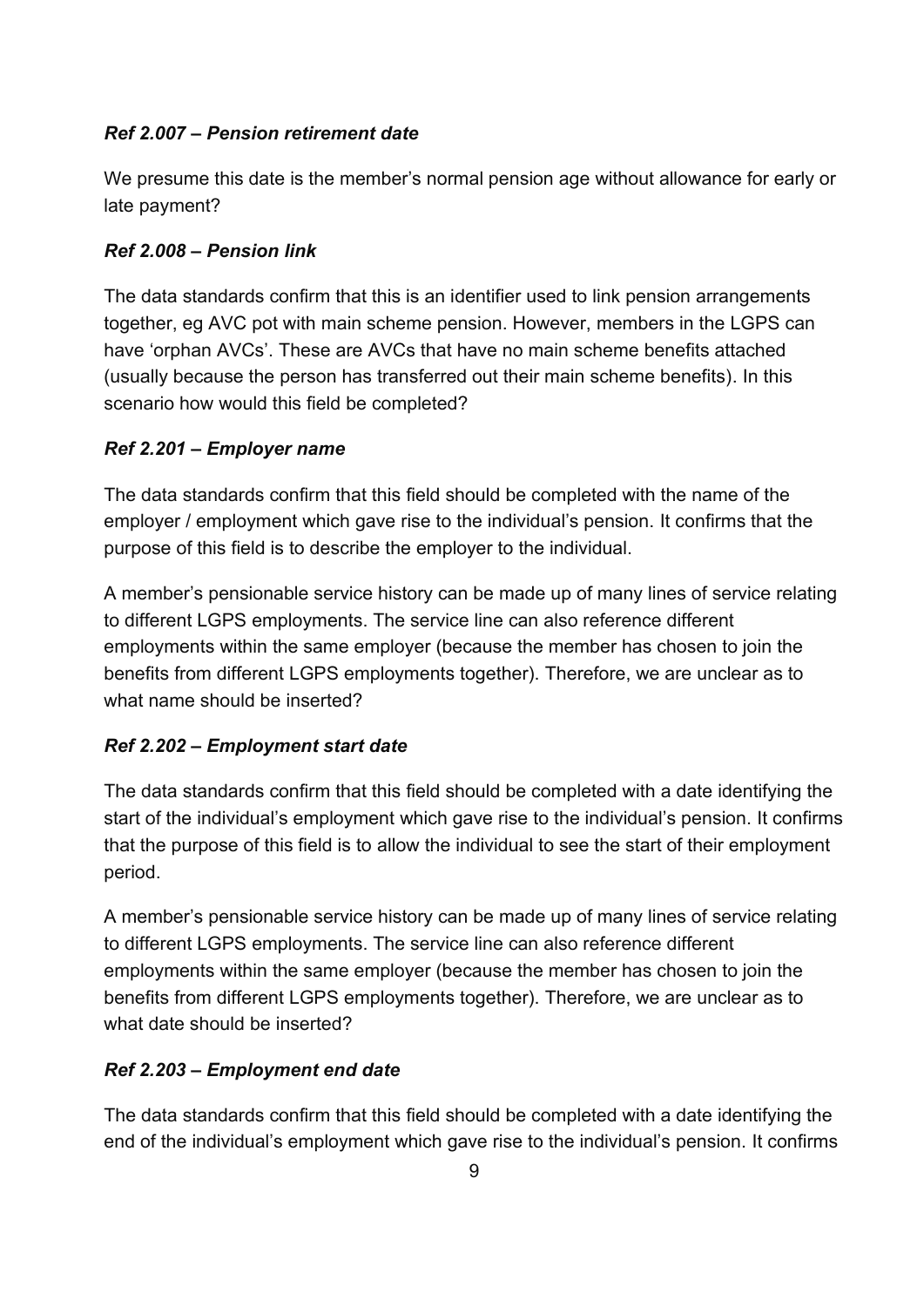### *Ref 2.007 – Pension retirement date*

We presume this date is the member's normal pension age without allowance for early or late payment?

### *Ref 2.008 – Pension link*

The data standards confirm that this is an identifier used to link pension arrangements together, eg AVC pot with main scheme pension. However, members in the LGPS can have 'orphan AVCs'. These are AVCs that have no main scheme benefits attached (usually because the person has transferred out their main scheme benefits). In this scenario how would this field be completed?

### *Ref 2.201 – Employer name*

The data standards confirm that this field should be completed with the name of the employer / employment which gave rise to the individual's pension. It confirms that the purpose of this field is to describe the employer to the individual.

A member's pensionable service history can be made up of many lines of service relating to different LGPS employments. The service line can also reference different employments within the same employer (because the member has chosen to join the benefits from different LGPS employments together). Therefore, we are unclear as to what name should be inserted?

### *Ref 2.202 – Employment start date*

The data standards confirm that this field should be completed with a date identifying the start of the individual's employment which gave rise to the individual's pension. It confirms that the purpose of this field is to allow the individual to see the start of their employment period.

A member's pensionable service history can be made up of many lines of service relating to different LGPS employments. The service line can also reference different employments within the same employer (because the member has chosen to join the benefits from different LGPS employments together). Therefore, we are unclear as to what date should be inserted?

### *Ref 2.203 – Employment end date*

The data standards confirm that this field should be completed with a date identifying the end of the individual's employment which gave rise to the individual's pension. It confirms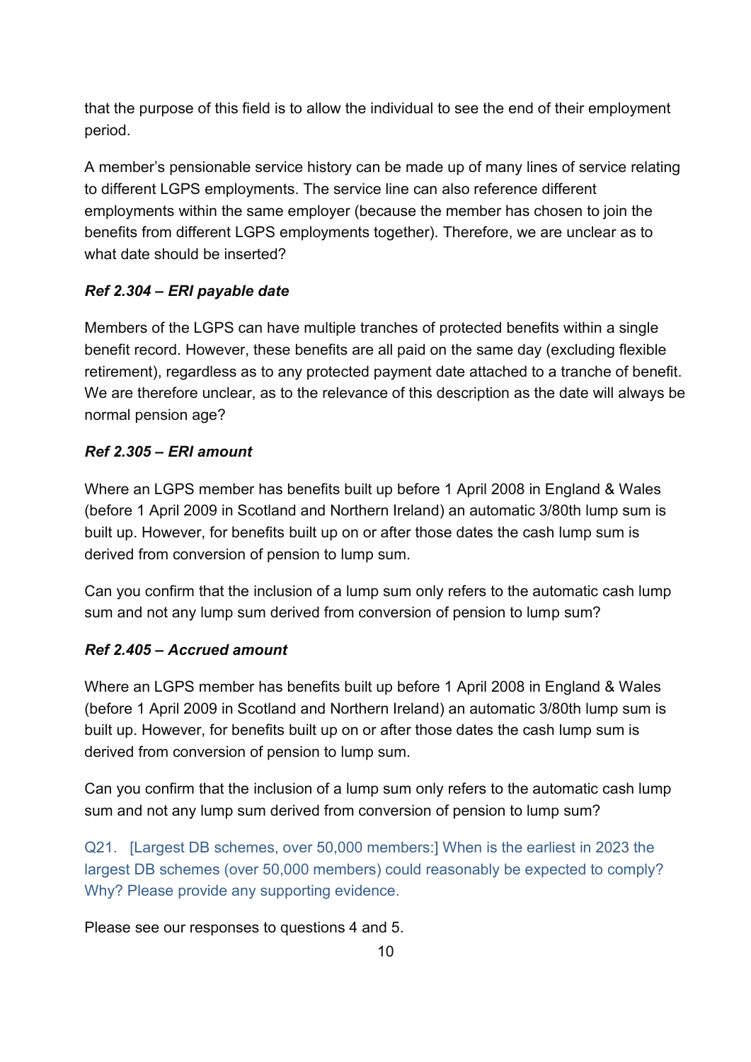that the purpose of this field is to allow the individual to see the end of their employment period.

A member's pensionable service history can be made up of many lines of service relating to different LGPS employments. The service line can also reference different employments within the same employer (because the member has chosen to join the benefits from different LGPS employments together). Therefore, we are unclear as to what date should be inserted?

***Ref 2.304 – ERI payable date***

Members of the LGPS can have multiple tranches of protected benefits within a single benefit record. However, these benefits are all paid on the same day (excluding flexible retirement), regardless as to any protected payment date attached to a tranche of benefit. We are therefore unclear, as to the relevance of this description as the date will always be normal pension age?

***Ref 2.305 – ERI amount***

Where an LGPS member has benefits built up before 1 April 2008 in England & Wales (before 1 April 2009 in Scotland and Northern Ireland) an automatic 3/80th lump sum is built up. However, for benefits built up on or after those dates the cash lump sum is derived from conversion of pension to lump sum.

Can you confirm that the inclusion of a lump sum only refers to the automatic cash lump sum and not any lump sum derived from conversion of pension to lump sum?

***Ref 2.405 – Accrued amount***

Where an LGPS member has benefits built up before 1 April 2008 in England & Wales (before 1 April 2009 in Scotland and Northern Ireland) an automatic 3/80th lump sum is built up. However, for benefits built up on or after those dates the cash lump sum is derived from conversion of pension to lump sum.

Can you confirm that the inclusion of a lump sum only refers to the automatic cash lump sum and not any lump sum derived from conversion of pension to lump sum?

Q21. [Largest DB schemes, over 50,000 members:] When is the earliest in 2023 the largest DB schemes (over 50,000 members) could reasonably be expected to comply? Why? Please provide any supporting evidence.

Please see our responses to questions 4 and 5.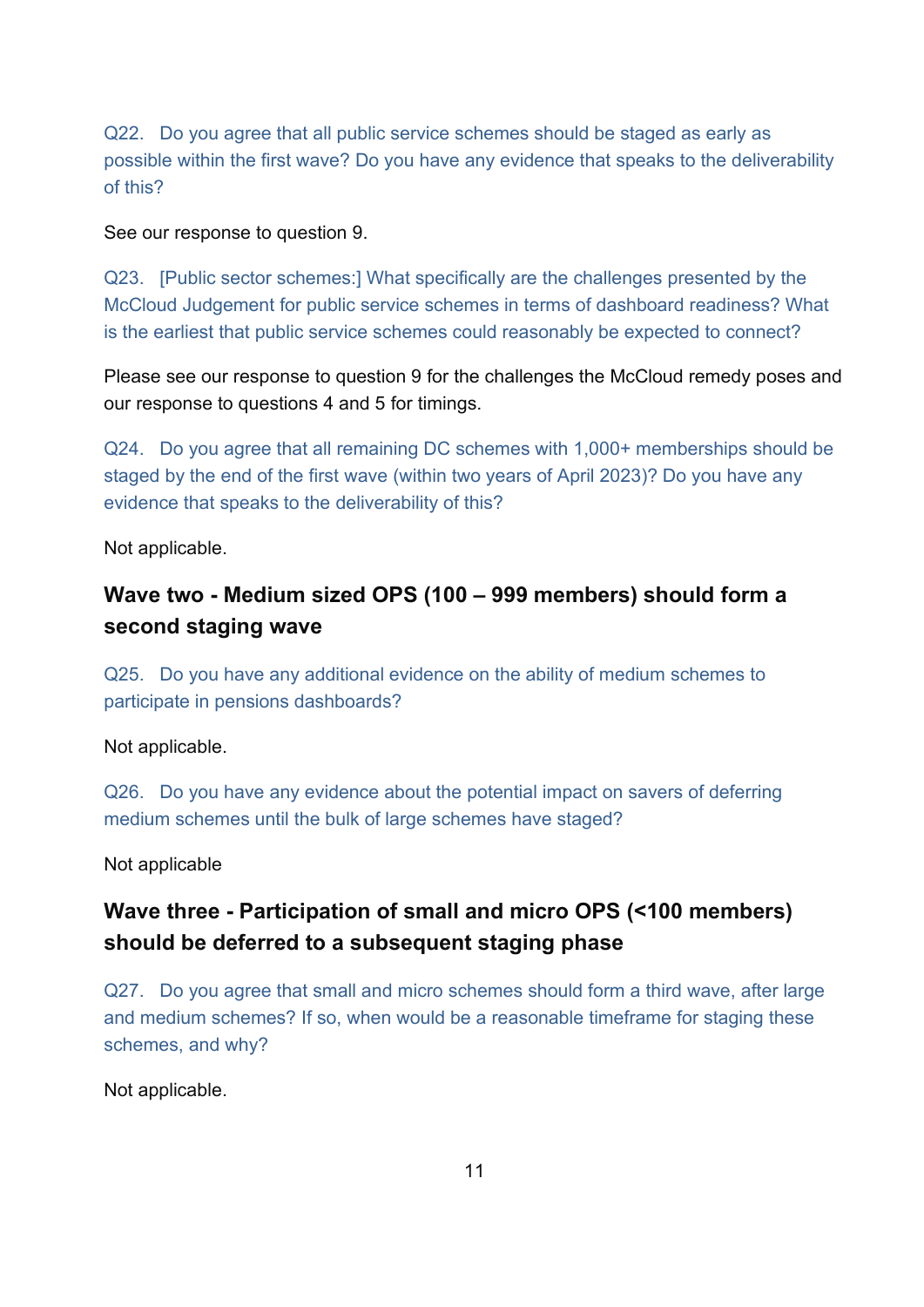Q22. Do you agree that all public service schemes should be staged as early as possible within the first wave? Do you have any evidence that speaks to the deliverability of this?

See our response to question 9.

Q23. [Public sector schemes:] What specifically are the challenges presented by the McCloud Judgement for public service schemes in terms of dashboard readiness? What is the earliest that public service schemes could reasonably be expected to connect?

Please see our response to question 9 for the challenges the McCloud remedy poses and our response to questions 4 and 5 for timings.

Q24. Do you agree that all remaining DC schemes with 1,000+ memberships should be staged by the end of the first wave (within two years of April 2023)? Do you have any evidence that speaks to the deliverability of this?

Not applicable.

### Wave two - Medium sized OPS (100 – 999 members) should form a second staging wave

Q25. Do you have any additional evidence on the ability of medium schemes to participate in pensions dashboards?

Not applicable.

Q26. Do you have any evidence about the potential impact on savers of deferring medium schemes until the bulk of large schemes have staged?

Not applicable

### Wave three - Participation of small and micro OPS (<100 members) should be deferred to a subsequent staging phase

Q27. Do you agree that small and micro schemes should form a third wave, after large and medium schemes? If so, when would be a reasonable timeframe for staging these schemes, and why?

Not applicable.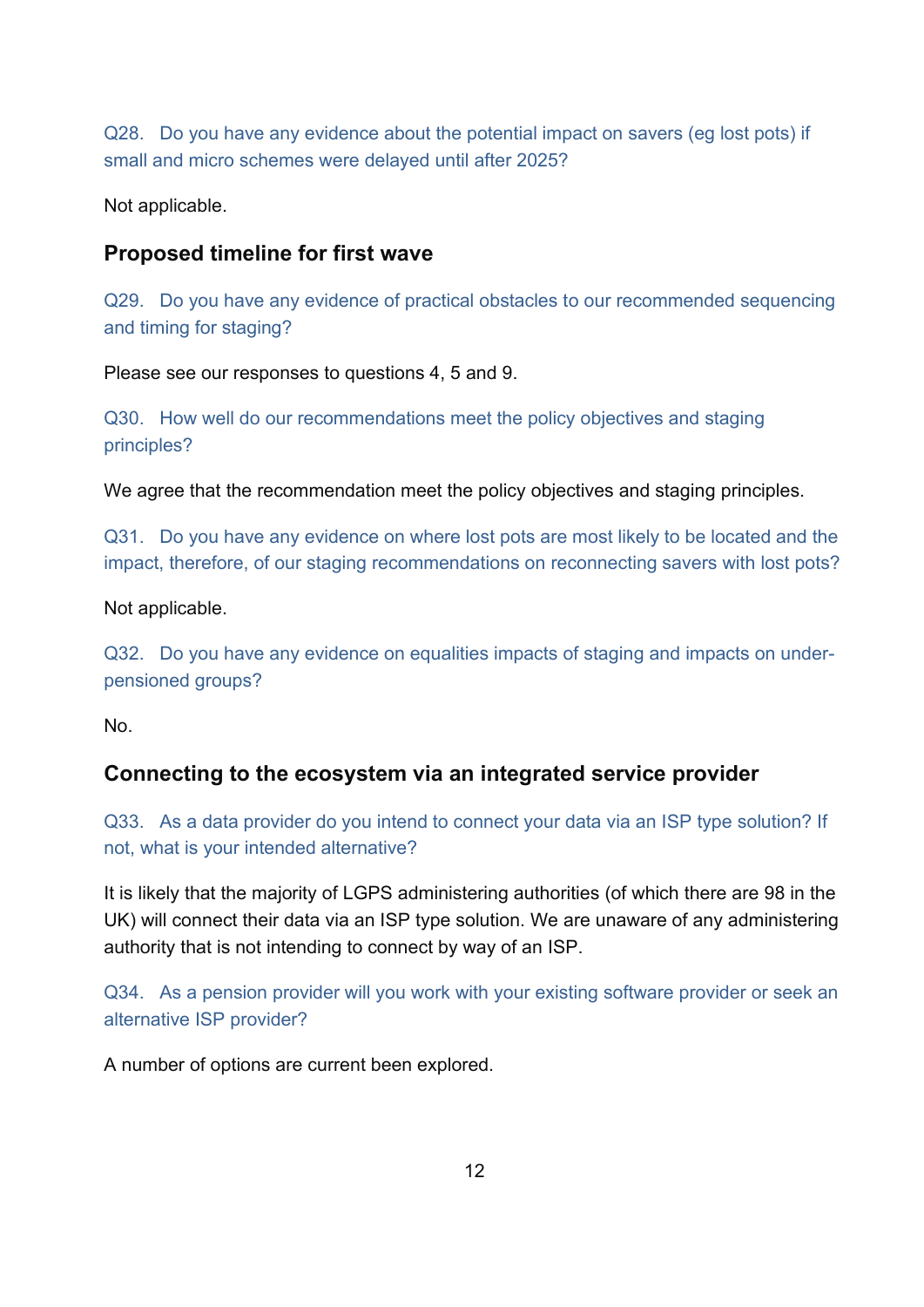Q28. Do you have any evidence about the potential impact on savers (eg lost pots) if small and micro schemes were delayed until after 2025?

Not applicable.

## Proposed timeline for first wave

Q29. Do you have any evidence of practical obstacles to our recommended sequencing and timing for staging?

Please see our responses to questions 4, 5 and 9.

Q30. How well do our recommendations meet the policy objectives and staging principles?

We agree that the recommendation meet the policy objectives and staging principles.

Q31. Do you have any evidence on where lost pots are most likely to be located and the impact, therefore, of our staging recommendations on reconnecting savers with lost pots?

Not applicable.

Q32. Do you have any evidence on equalities impacts of staging and impacts on under-pensioned groups?

No.

## Connecting to the ecosystem via an integrated service provider

Q33. As a data provider do you intend to connect your data via an ISP type solution? If not, what is your intended alternative?

It is likely that the majority of LGPS administering authorities (of which there are 98 in the UK) will connect their data via an ISP type solution. We are unaware of any administering authority that is not intending to connect by way of an ISP.

Q34. As a pension provider will you work with your existing software provider or seek an alternative ISP provider?

A number of options are current been explored.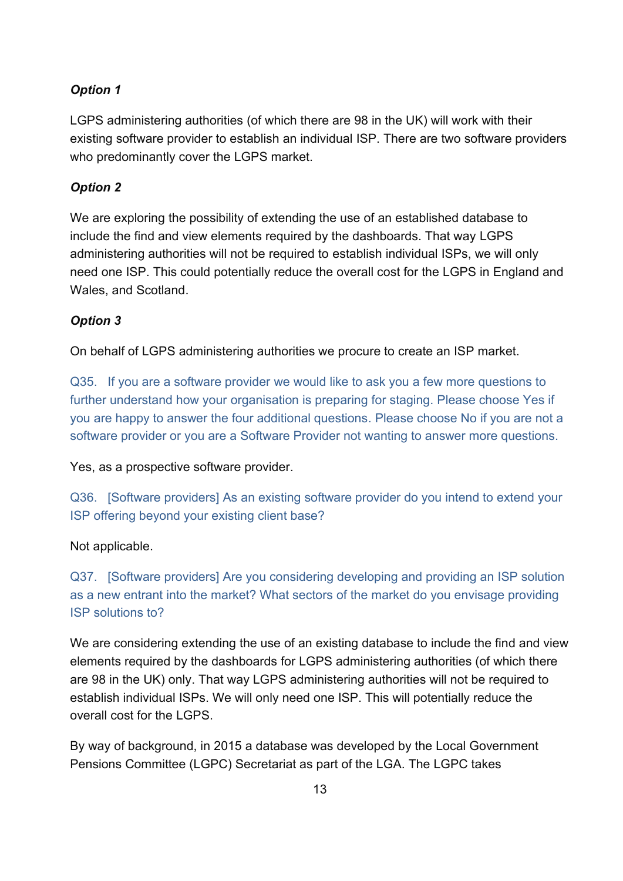***Option 1***

LGPS administering authorities (of which there are 98 in the UK) will work with their existing software provider to establish an individual ISP. There are two software providers who predominantly cover the LGPS market.

***Option 2***

We are exploring the possibility of extending the use of an established database to include the find and view elements required by the dashboards. That way LGPS administering authorities will not be required to establish individual ISPs, we will only need one ISP. This could potentially reduce the overall cost for the LGPS in England and Wales, and Scotland.

***Option 3***

On behalf of LGPS administering authorities we procure to create an ISP market.

Q35. If you are a software provider we would like to ask you a few more questions to further understand how your organisation is preparing for staging. Please choose Yes if you are happy to answer the four additional questions. Please choose No if you are not a software provider or you are a Software Provider not wanting to answer more questions.

Yes, as a prospective software provider.

Q36. [Software providers] As an existing software provider do you intend to extend your ISP offering beyond your existing client base?

Not applicable.

Q37. [Software providers] Are you considering developing and providing an ISP solution as a new entrant into the market? What sectors of the market do you envisage providing ISP solutions to?

We are considering extending the use of an existing database to include the find and view elements required by the dashboards for LGPS administering authorities (of which there are 98 in the UK) only. That way LGPS administering authorities will not be required to establish individual ISPs. We will only need one ISP. This will potentially reduce the overall cost for the LGPS.

By way of background, in 2015 a database was developed by the Local Government Pensions Committee (LGPC) Secretariat as part of the LGA. The LGPC takes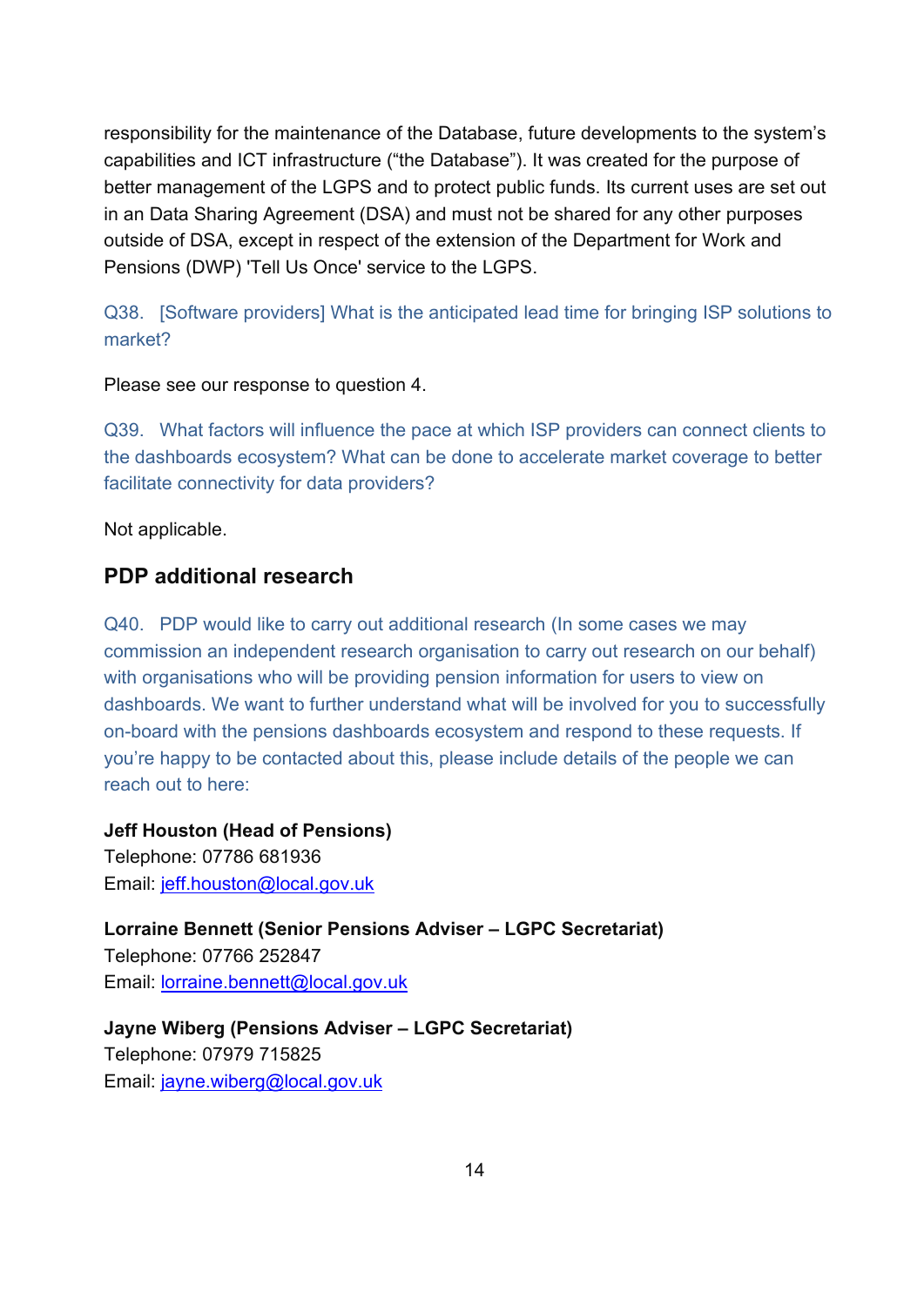responsibility for the maintenance of the Database, future developments to the system's capabilities and ICT infrastructure ("the Database"). It was created for the purpose of better management of the LGPS and to protect public funds. Its current uses are set out in an Data Sharing Agreement (DSA) and must not be shared for any other purposes outside of DSA, except in respect of the extension of the Department for Work and Pensions (DWP) 'Tell Us Once' service to the LGPS.

Q38. [Software providers] What is the anticipated lead time for bringing ISP solutions to market?

Please see our response to question 4.

Q39. What factors will influence the pace at which ISP providers can connect clients to the dashboards ecosystem? What can be done to accelerate market coverage to better facilitate connectivity for data providers?

Not applicable.

## PDP additional research

Q40. PDP would like to carry out additional research (In some cases we may commission an independent research organisation to carry out research on our behalf) with organisations who will be providing pension information for users to view on dashboards. We want to further understand what will be involved for you to successfully on-board with the pensions dashboards ecosystem and respond to these requests. If you're happy to be contacted about this, please include details of the people we can reach out to here:

**Jeff Houston (Head of Pensions)**
Telephone: 07786 681936
Email: jeff.houston@local.gov.uk

**Lorraine Bennett (Senior Pensions Adviser – LGPC Secretariat)**
Telephone: 07766 252847
Email: lorraine.bennett@local.gov.uk

**Jayne Wiberg (Pensions Adviser – LGPC Secretariat)**
Telephone: 07979 715825
Email: jayne.wiberg@local.gov.uk